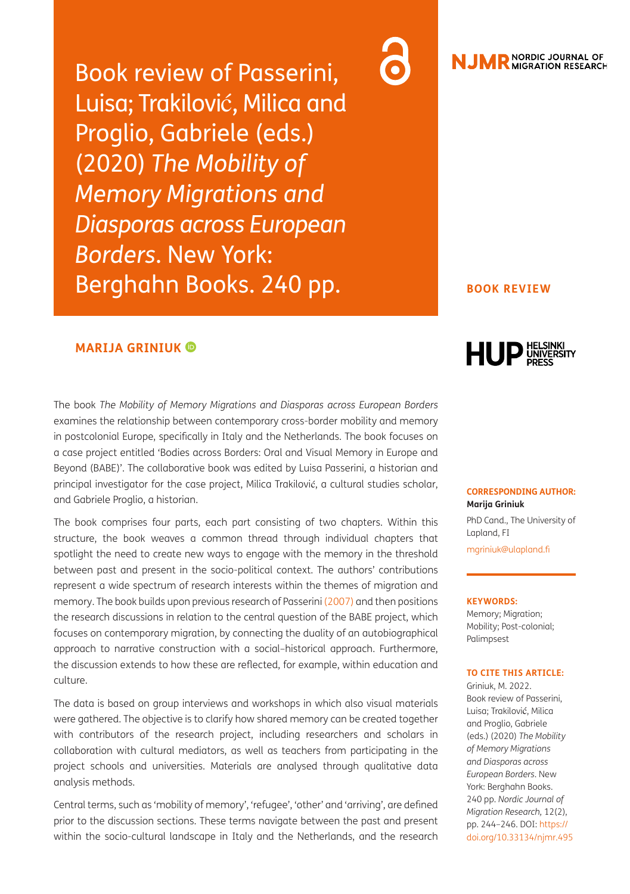# Book review of Passerini, Luisa; Traklović, Milica and Proglio, Gabriele (eds.) (2020) *The Mobility of Memory Migrations and Diasporas across European Borders*. New York: Berghahn Books. 240 pp.

**BOOK REVIEW**

**MARIJA GRINIUK**

**CORRESPONDING AUTHOR:**
**Marija Griniuk**
PhD Cand., The University of Lapland, FI
mgriniuk@ulapland.fi

**KEYWORDS:**
Memory; Migration; Mobility; Post-colonial; Palimpsest

**TO CITE THIS ARTICLE:**
Griniuk, M. 2022. Book review of Passerini, Luisa; Traklović, Milica and Proglio, Gabriele (eds.) (2020) *The Mobility of Memory Migrations and Diasporas across European Borders*. New York: Berghahn Books. 240 pp. *Nordic Journal of Migration Research,* 12(2), pp. 244–246. DOI: https://doi.org/10.33134/njmr.495

The book *The Mobility of Memory Migrations and Diasporas across European Borders* examines the relationship between contemporary cross-border mobility and memory in postcolonial Europe, specifically in Italy and the Netherlands. The book focuses on a case project entitled 'Bodies across Borders: Oral and Visual Memory in Europe and Beyond (BABE)'. The collaborative book was edited by Luisa Passerini, a historian and principal investigator for the case project, Milica Traklović, a cultural studies scholar, and Gabriele Proglio, a historian.

The book comprises four parts, each part consisting of two chapters. Within this structure, the book weaves a common thread through individual chapters that spotlight the need to create new ways to engage with the memory in the threshold between past and present in the socio-political context. The authors' contributions represent a wide spectrum of research interests within the themes of migration and memory. The book builds upon previous research of Passerini (2007) and then positions the research discussions in relation to the central question of the BABE project, which focuses on contemporary migration, by connecting the duality of an autobiographical approach to narrative construction with a social–historical approach. Furthermore, the discussion extends to how these are reflected, for example, within education and culture.

The data is based on group interviews and workshops in which also visual materials were gathered. The objective is to clarify how shared memory can be created together with contributors of the research project, including researchers and scholars in collaboration with cultural mediators, as well as teachers from participating in the project schools and universities. Materials are analysed through qualitative data analysis methods.

Central terms, such as 'mobility of memory', 'refugee', 'other' and 'arriving', are defined prior to the discussion sections. These terms navigate between the past and present within the socio-cultural landscape in Italy and the Netherlands, and the research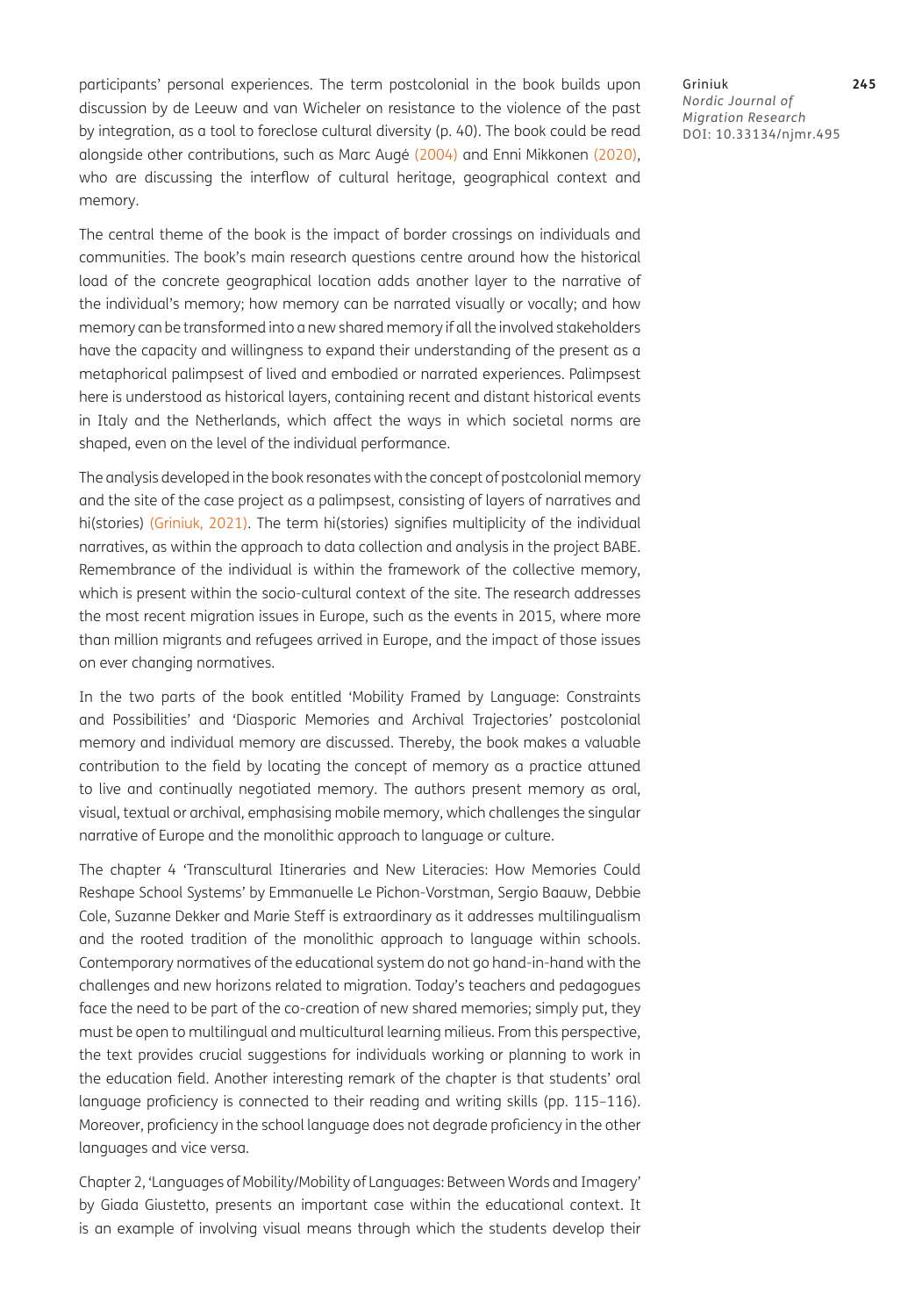participants' personal experiences. The term postcolonial in the book builds upon discussion by de Leeuw and van Wicheler on resistance to the violence of the past by integration, as a tool to foreclose cultural diversity (p. 40). The book could be read alongside other contributions, such as Marc Augé (2004) and Enni Mikkonen (2020), who are discussing the interflow of cultural heritage, geographical context and memory.

The central theme of the book is the impact of border crossings on individuals and communities. The book's main research questions centre around how the historical load of the concrete geographical location adds another layer to the narrative of the individual's memory; how memory can be narrated visually or vocally; and how memory can be transformed into a new shared memory if all the involved stakeholders have the capacity and willingness to expand their understanding of the present as a metaphorical palimpsest of lived and embodied or narrated experiences. Palimpsest here is understood as historical layers, containing recent and distant historical events in Italy and the Netherlands, which affect the ways in which societal norms are shaped, even on the level of the individual performance.

The analysis developed in the book resonates with the concept of postcolonial memory and the site of the case project as a palimpsest, consisting of layers of narratives and hi(stories) (Griniuk, 2021). The term hi(stories) signifies multiplicity of the individual narratives, as within the approach to data collection and analysis in the project BABE. Remembrance of the individual is within the framework of the collective memory, which is present within the socio-cultural context of the site. The research addresses the most recent migration issues in Europe, such as the events in 2015, where more than million migrants and refugees arrived in Europe, and the impact of those issues on ever changing normatives.

In the two parts of the book entitled 'Mobility Framed by Language: Constraints and Possibilities' and 'Diasporic Memories and Archival Trajectories' postcolonial memory and individual memory are discussed. Thereby, the book makes a valuable contribution to the field by locating the concept of memory as a practice attuned to live and continually negotiated memory. The authors present memory as oral, visual, textual or archival, emphasising mobile memory, which challenges the singular narrative of Europe and the monolithic approach to language or culture.

The chapter 4 'Transcultural Itineraries and New Literacies: How Memories Could Reshape School Systems' by Emmanuelle Le Pichon-Vorstman, Sergio Baauw, Debbie Cole, Suzanne Dekker and Marie Steff is extraordinary as it addresses multilingualism and the rooted tradition of the monolithic approach to language within schools. Contemporary normatives of the educational system do not go hand-in-hand with the challenges and new horizons related to migration. Today's teachers and pedagogues face the need to be part of the co-creation of new shared memories; simply put, they must be open to multilingual and multicultural learning milieus. From this perspective, the text provides crucial suggestions for individuals working or planning to work in the education field. Another interesting remark of the chapter is that students' oral language proficiency is connected to their reading and writing skills (pp. 115–116). Moreover, proficiency in the school language does not degrade proficiency in the other languages and vice versa.

Chapter 2, 'Languages of Mobility/Mobility of Languages: Between Words and Imagery' by Giada Giustetto, presents an important case within the educational context. It is an example of involving visual means through which the students develop their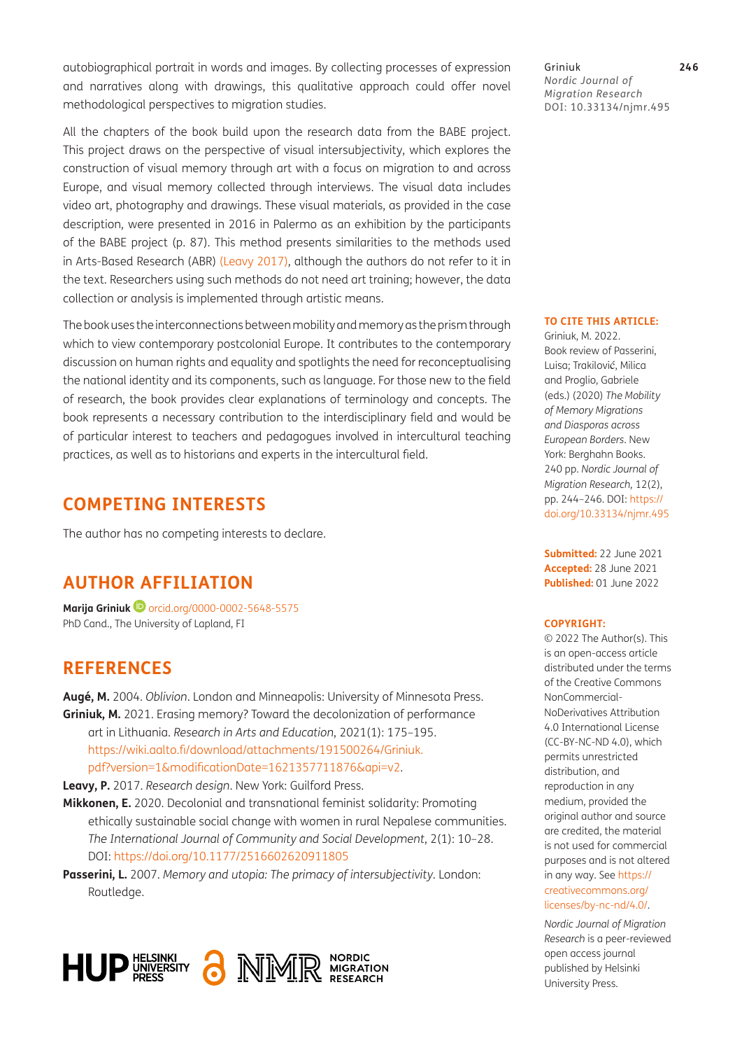autobiographical portrait in words and images. By collecting processes of expression and narratives along with drawings, this qualitative approach could offer novel methodological perspectives to migration studies.

All the chapters of the book build upon the research data from the BABE project. This project draws on the perspective of visual intersubjectivity, which explores the construction of visual memory through art with a focus on migration to and across Europe, and visual memory collected through interviews. The visual data includes video art, photography and drawings. These visual materials, as provided in the case description, were presented in 2016 in Palermo as an exhibition by the participants of the BABE project (p. 87). This method presents similarities to the methods used in Arts-Based Research (ABR) (Leavy 2017), although the authors do not refer to it in the text. Researchers using such methods do not need art training; however, the data collection or analysis is implemented through artistic means.

The book uses the interconnections between mobility and memory as the prism through which to view contemporary postcolonial Europe. It contributes to the contemporary discussion on human rights and equality and spotlights the need for reconceptualising the national identity and its components, such as language. For those new to the field of research, the book provides clear explanations of terminology and concepts. The book represents a necessary contribution to the interdisciplinary field and would be of particular interest to teachers and pedagogues involved in intercultural teaching practices, as well as to historians and experts in the intercultural field.

## COMPETING INTERESTS

The author has no competing interests to declare.

## AUTHOR AFFILIATION

**Marija Griniuk** orcid.org/0000-0002-5648-5575
PhD Cand., The University of Lapland, FI

## REFERENCES

**Augé, M.** 2004. *Oblivion*. London and Minneapolis: University of Minnesota Press.

**Griniuk, M.** 2021. Erasing memory? Toward the decolonization of performance art in Lithuania. *Research in Arts and Education*, 2021(1): 175–195. https://wiki.aalto.fi/download/attachments/191500264/Griniuk.pdf?version=1&modificationDate=1621357711876&api=v2.

**Leavy, P.** 2017. *Research design*. New York: Guilford Press.

**Mikkonen, E.** 2020. Decolonial and transnational feminist solidarity: Promoting ethically sustainable social change with women in rural Nepalese communities. *The International Journal of Community and Social Development*, 2(1): 10–28. DOI: https://doi.org/10.1177/2516602620911805

**Passerini, L.** 2007. *Memory and utopia: The primacy of intersubjectivity*. London: Routledge.

**TO CITE THIS ARTICLE:**
Griniuk, M. 2022. Book review of Passerini, Luisa; Trakilović, Milica and Proglio, Gabriele (eds.) (2020) *The Mobility of Memory Migrations and Diasporas across European Borders*. New York: Berghahn Books. 240 pp. *Nordic Journal of Migration Research*, 12(2), pp. 244–246. DOI: https://doi.org/10.33134/njmr.495

**Submitted:** 22 June 2021
**Accepted:** 28 June 2021
**Published:** 01 June 2022

**COPYRIGHT:**
© 2022 The Author(s). This is an open-access article distributed under the terms of the Creative Commons NonCommercial-NoDerivatives Attribution 4.0 International License (CC-BY-NC-ND 4.0), which permits unrestricted distribution, and reproduction in any medium, provided the original author and source are credited, the material is not used for commercial purposes and is not altered in any way. See https://creativecommons.org/licenses/by-nc-nd/4.0/.

*Nordic Journal of Migration Research* is a peer-reviewed open access journal published by Helsinki University Press.